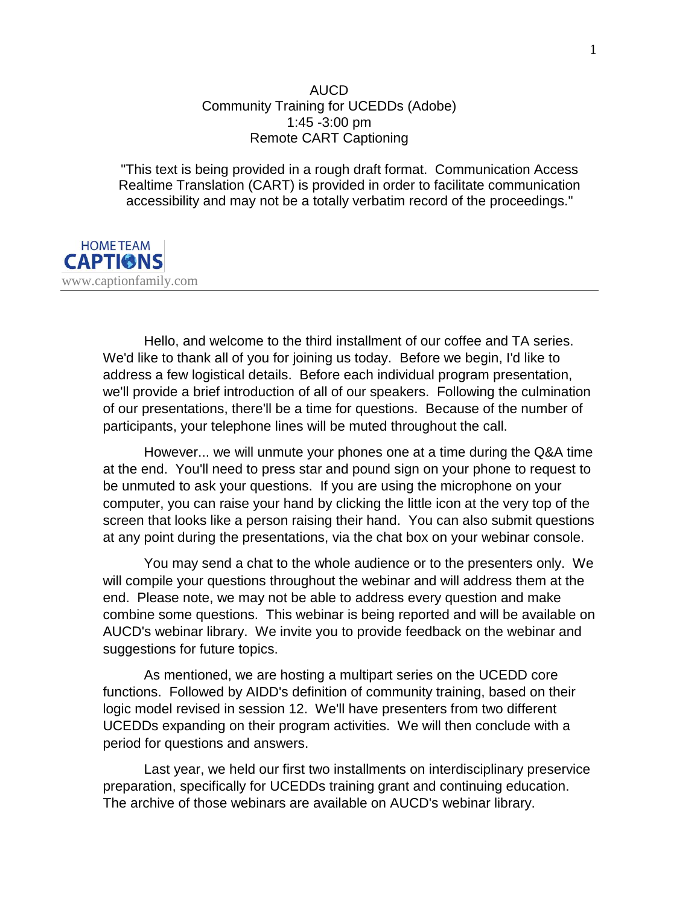AUCD
Community Training for UCEDDs (Adobe)
1:45 -3:00 pm
Remote CART Captioning

"This text is being provided in a rough draft format. Communication Access Realtime Translation (CART) is provided in order to facilitate communication accessibility and may not be a totally verbatim record of the proceedings."

HOME TEAM CAPTIONS
www.captionfamily.com

---

Hello, and welcome to the third installment of our coffee and TA series. We'd like to thank all of you for joining us today. Before we begin, I'd like to address a few logistical details. Before each individual program presentation, we'll provide a brief introduction of all of our speakers. Following the culmination of our presentations, there'll be a time for questions. Because of the number of participants, your telephone lines will be muted throughout the call.

However... we will unmute your phones one at a time during the Q&A time at the end. You'll need to press star and pound sign on your phone to request to be unmuted to ask your questions. If you are using the microphone on your computer, you can raise your hand by clicking the little icon at the very top of the screen that looks like a person raising their hand. You can also submit questions at any point during the presentations, via the chat box on your webinar console.

You may send a chat to the whole audience or to the presenters only. We will compile your questions throughout the webinar and will address them at the end. Please note, we may not be able to address every question and make combine some questions. This webinar is being reported and will be available on AUCD's webinar library. We invite you to provide feedback on the webinar and suggestions for future topics.

As mentioned, we are hosting a multipart series on the UCEDD core functions. Followed by AIDD's definition of community training, based on their logic model revised in session 12. We'll have presenters from two different UCEDDs expanding on their program activities. We will then conclude with a period for questions and answers.

Last year, we held our first two installments on interdisciplinary preservice preparation, specifically for UCEDDs training grant and continuing education. The archive of those webinars are available on AUCD's webinar library.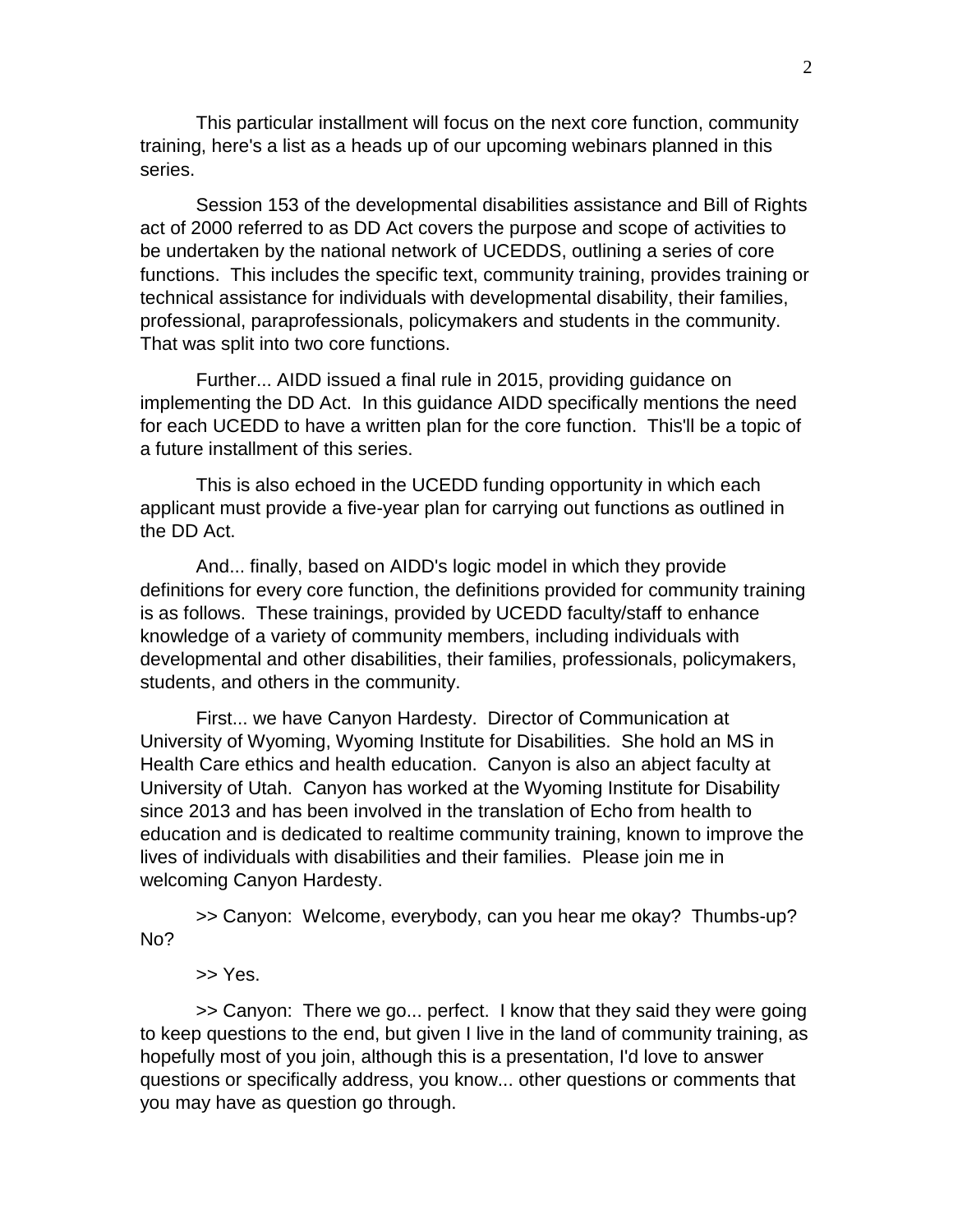This particular installment will focus on the next core function, community training, here's a list as a heads up of our upcoming webinars planned in this series.

Session 153 of the developmental disabilities assistance and Bill of Rights act of 2000 referred to as DD Act covers the purpose and scope of activities to be undertaken by the national network of UCEDDS, outlining a series of core functions. This includes the specific text, community training, provides training or technical assistance for individuals with developmental disability, their families, professional, paraprofessionals, policymakers and students in the community. That was split into two core functions.

Further... AIDD issued a final rule in 2015, providing guidance on implementing the DD Act. In this guidance AIDD specifically mentions the need for each UCEDD to have a written plan for the core function. This'll be a topic of a future installment of this series.

This is also echoed in the UCEDD funding opportunity in which each applicant must provide a five-year plan for carrying out functions as outlined in the DD Act.

And... finally, based on AIDD's logic model in which they provide definitions for every core function, the definitions provided for community training is as follows. These trainings, provided by UCEDD faculty/staff to enhance knowledge of a variety of community members, including individuals with developmental and other disabilities, their families, professionals, policymakers, students, and others in the community.

First... we have Canyon Hardesty. Director of Communication at University of Wyoming, Wyoming Institute for Disabilities. She hold an MS in Health Care ethics and health education. Canyon is also an abject faculty at University of Utah. Canyon has worked at the Wyoming Institute for Disability since 2013 and has been involved in the translation of Echo from health to education and is dedicated to realtime community training, known to improve the lives of individuals with disabilities and their families. Please join me in welcoming Canyon Hardesty.

>> Canyon: Welcome, everybody, can you hear me okay? Thumbs-up? No?

>> Yes.

>> Canyon: There we go... perfect. I know that they said they were going to keep questions to the end, but given I live in the land of community training, as hopefully most of you join, although this is a presentation, I'd love to answer questions or specifically address, you know... other questions or comments that you may have as question go through.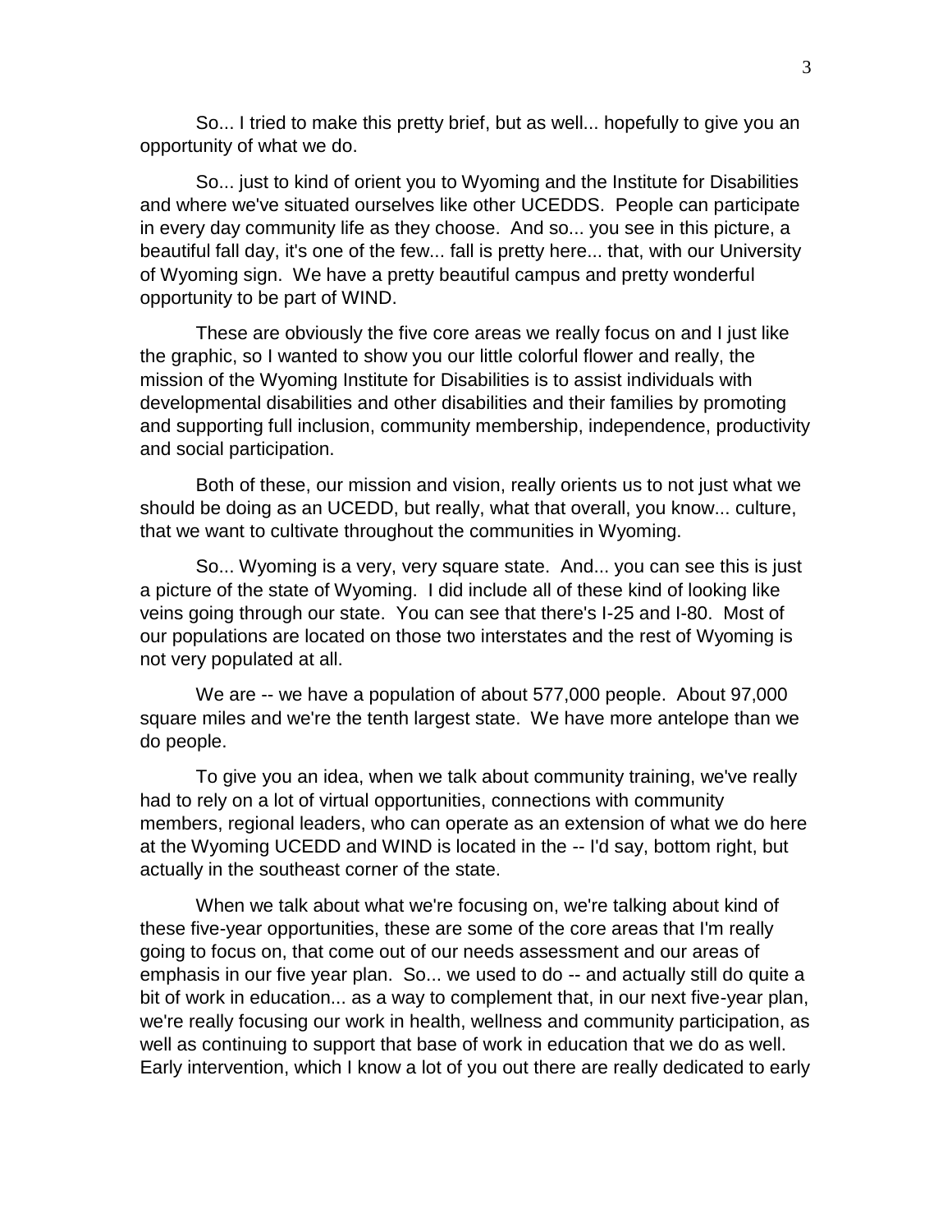So... I tried to make this pretty brief, but as well... hopefully to give you an opportunity of what we do.

So... just to kind of orient you to Wyoming and the Institute for Disabilities and where we've situated ourselves like other UCEDDS. People can participate in every day community life as they choose. And so... you see in this picture, a beautiful fall day, it's one of the few... fall is pretty here... that, with our University of Wyoming sign. We have a pretty beautiful campus and pretty wonderful opportunity to be part of WIND.

These are obviously the five core areas we really focus on and I just like the graphic, so I wanted to show you our little colorful flower and really, the mission of the Wyoming Institute for Disabilities is to assist individuals with developmental disabilities and other disabilities and their families by promoting and supporting full inclusion, community membership, independence, productivity and social participation.

Both of these, our mission and vision, really orients us to not just what we should be doing as an UCEDD, but really, what that overall, you know... culture, that we want to cultivate throughout the communities in Wyoming.

So... Wyoming is a very, very square state. And... you can see this is just a picture of the state of Wyoming. I did include all of these kind of looking like veins going through our state. You can see that there's I-25 and I-80. Most of our populations are located on those two interstates and the rest of Wyoming is not very populated at all.

We are -- we have a population of about 577,000 people. About 97,000 square miles and we're the tenth largest state. We have more antelope than we do people.

To give you an idea, when we talk about community training, we've really had to rely on a lot of virtual opportunities, connections with community members, regional leaders, who can operate as an extension of what we do here at the Wyoming UCEDD and WIND is located in the -- I'd say, bottom right, but actually in the southeast corner of the state.

When we talk about what we're focusing on, we're talking about kind of these five-year opportunities, these are some of the core areas that I'm really going to focus on, that come out of our needs assessment and our areas of emphasis in our five year plan. So... we used to do -- and actually still do quite a bit of work in education... as a way to complement that, in our next five-year plan, we're really focusing our work in health, wellness and community participation, as well as continuing to support that base of work in education that we do as well. Early intervention, which I know a lot of you out there are really dedicated to early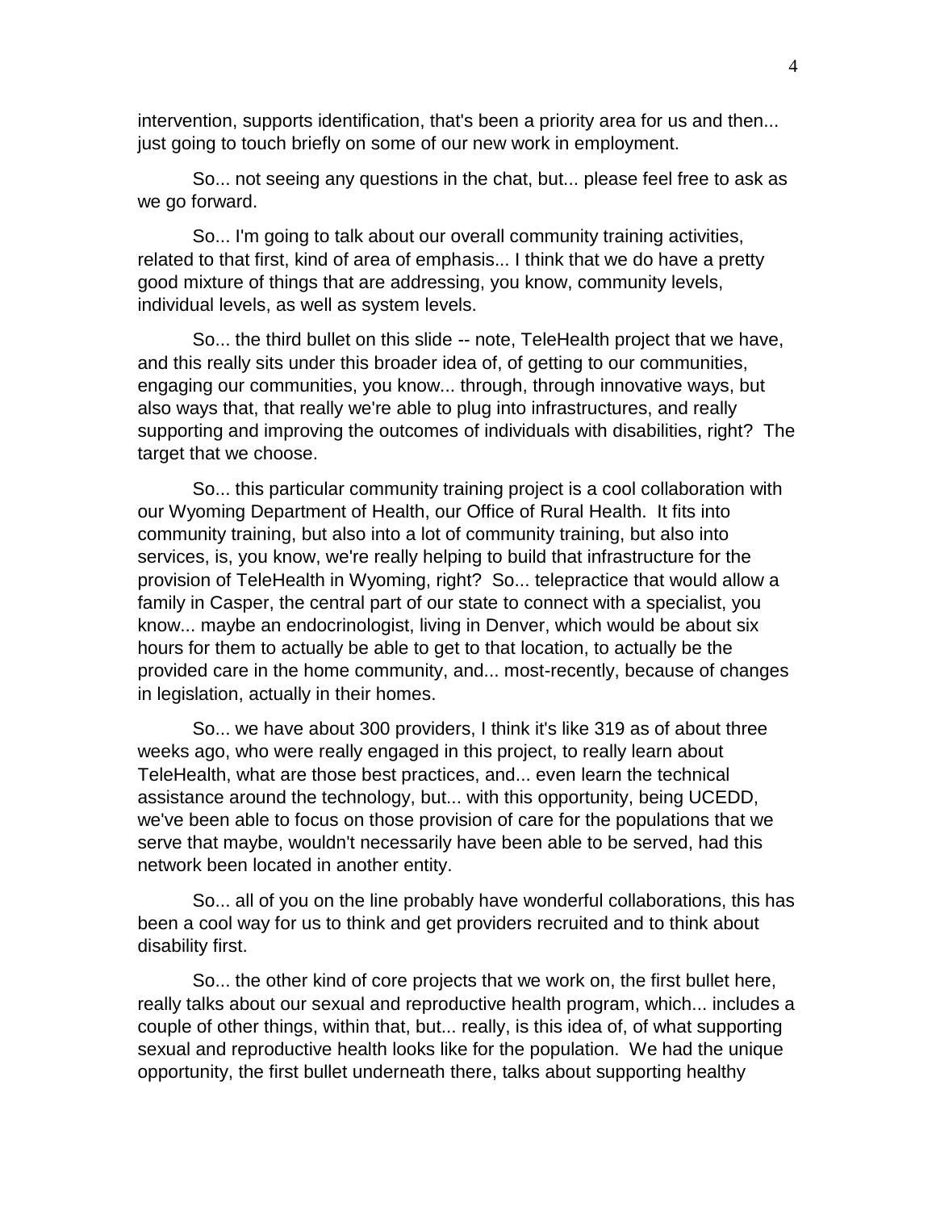intervention, supports identification, that's been a priority area for us and then... just going to touch briefly on some of our new work in employment.

So... not seeing any questions in the chat, but... please feel free to ask as we go forward.

So... I'm going to talk about our overall community training activities, related to that first, kind of area of emphasis... I think that we do have a pretty good mixture of things that are addressing, you know, community levels, individual levels, as well as system levels.

So... the third bullet on this slide -- note, TeleHealth project that we have, and this really sits under this broader idea of, of getting to our communities, engaging our communities, you know... through, through innovative ways, but also ways that, that really we're able to plug into infrastructures, and really supporting and improving the outcomes of individuals with disabilities, right? The target that we choose.

So... this particular community training project is a cool collaboration with our Wyoming Department of Health, our Office of Rural Health. It fits into community training, but also into a lot of community training, but also into services, is, you know, we're really helping to build that infrastructure for the provision of TeleHealth in Wyoming, right? So... telepractice that would allow a family in Casper, the central part of our state to connect with a specialist, you know... maybe an endocrinologist, living in Denver, which would be about six hours for them to actually be able to get to that location, to actually be the provided care in the home community, and... most-recently, because of changes in legislation, actually in their homes.

So... we have about 300 providers, I think it's like 319 as of about three weeks ago, who were really engaged in this project, to really learn about TeleHealth, what are those best practices, and... even learn the technical assistance around the technology, but... with this opportunity, being UCEDD, we've been able to focus on those provision of care for the populations that we serve that maybe, wouldn't necessarily have been able to be served, had this network been located in another entity.

So... all of you on the line probably have wonderful collaborations, this has been a cool way for us to think and get providers recruited and to think about disability first.

So... the other kind of core projects that we work on, the first bullet here, really talks about our sexual and reproductive health program, which... includes a couple of other things, within that, but... really, is this idea of, of what supporting sexual and reproductive health looks like for the population. We had the unique opportunity, the first bullet underneath there, talks about supporting healthy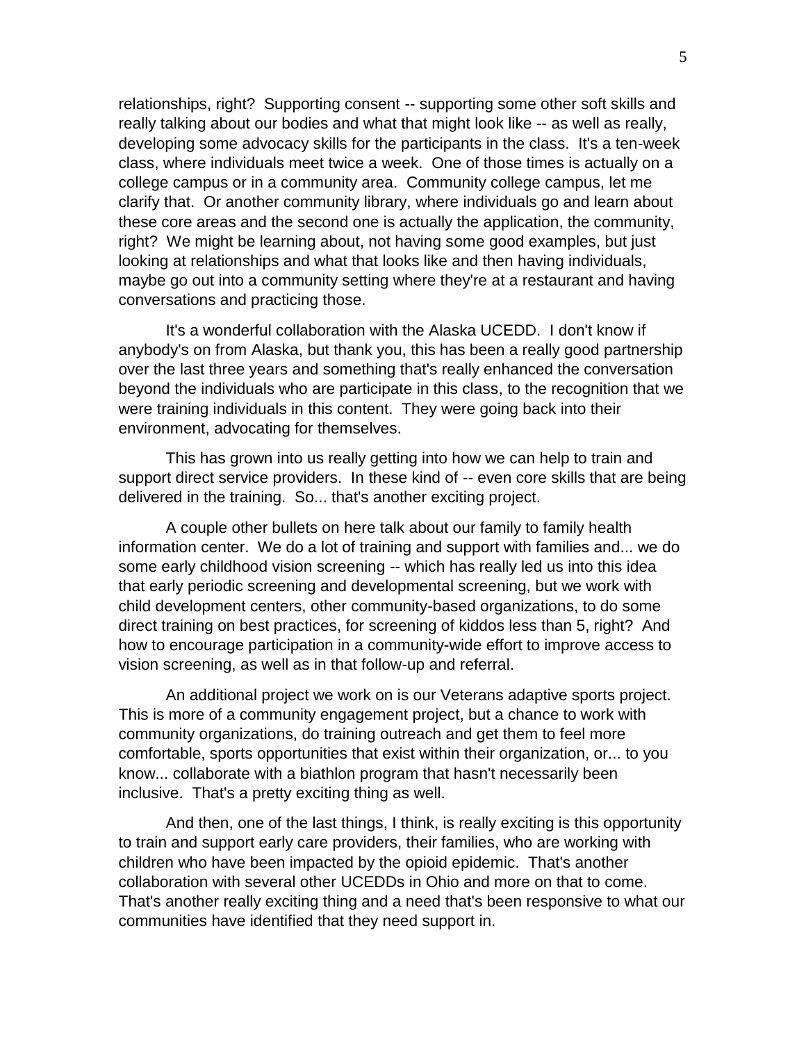relationships, right? Supporting consent -- supporting some other soft skills and really talking about our bodies and what that might look like -- as well as really, developing some advocacy skills for the participants in the class. It's a ten-week class, where individuals meet twice a week. One of those times is actually on a college campus or in a community area. Community college campus, let me clarify that. Or another community library, where individuals go and learn about these core areas and the second one is actually the application, the community, right? We might be learning about, not having some good examples, but just looking at relationships and what that looks like and then having individuals, maybe go out into a community setting where they're at a restaurant and having conversations and practicing those.

It's a wonderful collaboration with the Alaska UCEDD. I don't know if anybody's on from Alaska, but thank you, this has been a really good partnership over the last three years and something that's really enhanced the conversation beyond the individuals who are participate in this class, to the recognition that we were training individuals in this content. They were going back into their environment, advocating for themselves.

This has grown into us really getting into how we can help to train and support direct service providers. In these kind of -- even core skills that are being delivered in the training. So... that's another exciting project.

A couple other bullets on here talk about our family to family health information center. We do a lot of training and support with families and... we do some early childhood vision screening -- which has really led us into this idea that early periodic screening and developmental screening, but we work with child development centers, other community-based organizations, to do some direct training on best practices, for screening of kiddos less than 5, right? And how to encourage participation in a community-wide effort to improve access to vision screening, as well as in that follow-up and referral.

An additional project we work on is our Veterans adaptive sports project. This is more of a community engagement project, but a chance to work with community organizations, do training outreach and get them to feel more comfortable, sports opportunities that exist within their organization, or... to you know... collaborate with a biathlon program that hasn't necessarily been inclusive. That's a pretty exciting thing as well.

And then, one of the last things, I think, is really exciting is this opportunity to train and support early care providers, their families, who are working with children who have been impacted by the opioid epidemic. That's another collaboration with several other UCEDDs in Ohio and more on that to come. That's another really exciting thing and a need that's been responsive to what our communities have identified that they need support in.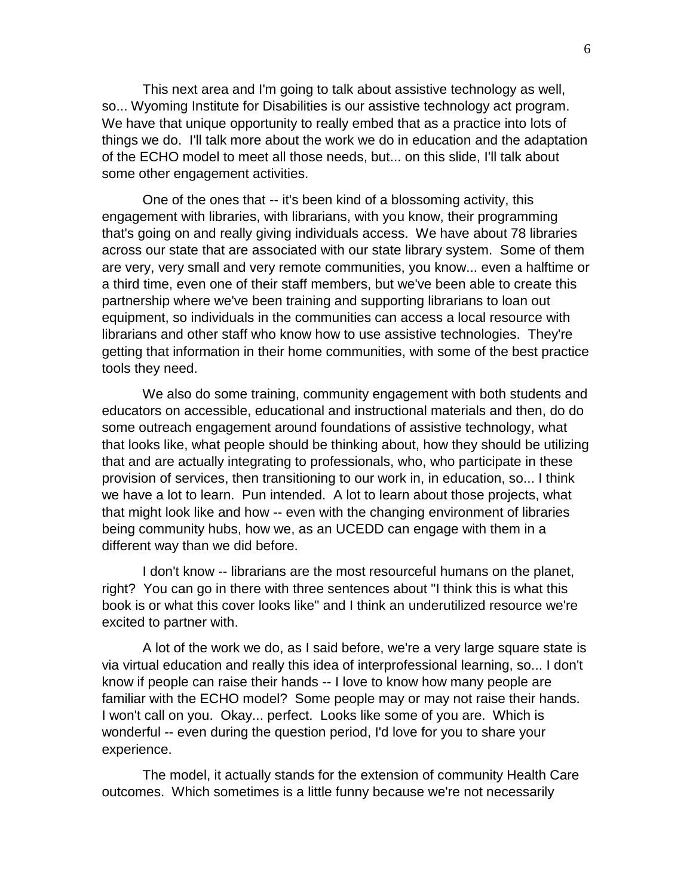This next area and I'm going to talk about assistive technology as well, so... Wyoming Institute for Disabilities is our assistive technology act program. We have that unique opportunity to really embed that as a practice into lots of things we do. I'll talk more about the work we do in education and the adaptation of the ECHO model to meet all those needs, but... on this slide, I'll talk about some other engagement activities.

One of the ones that -- it's been kind of a blossoming activity, this engagement with libraries, with librarians, with you know, their programming that's going on and really giving individuals access. We have about 78 libraries across our state that are associated with our state library system. Some of them are very, very small and very remote communities, you know... even a halftime or a third time, even one of their staff members, but we've been able to create this partnership where we've been training and supporting librarians to loan out equipment, so individuals in the communities can access a local resource with librarians and other staff who know how to use assistive technologies. They're getting that information in their home communities, with some of the best practice tools they need.

We also do some training, community engagement with both students and educators on accessible, educational and instructional materials and then, do do some outreach engagement around foundations of assistive technology, what that looks like, what people should be thinking about, how they should be utilizing that and are actually integrating to professionals, who, who participate in these provision of services, then transitioning to our work in, in education, so... I think we have a lot to learn. Pun intended. A lot to learn about those projects, what that might look like and how -- even with the changing environment of libraries being community hubs, how we, as an UCEDD can engage with them in a different way than we did before.

I don't know -- librarians are the most resourceful humans on the planet, right? You can go in there with three sentences about "I think this is what this book is or what this cover looks like" and I think an underutilized resource we're excited to partner with.

A lot of the work we do, as I said before, we're a very large square state is via virtual education and really this idea of interprofessional learning, so... I don't know if people can raise their hands -- I love to know how many people are familiar with the ECHO model? Some people may or may not raise their hands. I won't call on you. Okay... perfect. Looks like some of you are. Which is wonderful -- even during the question period, I'd love for you to share your experience.

The model, it actually stands for the extension of community Health Care outcomes. Which sometimes is a little funny because we're not necessarily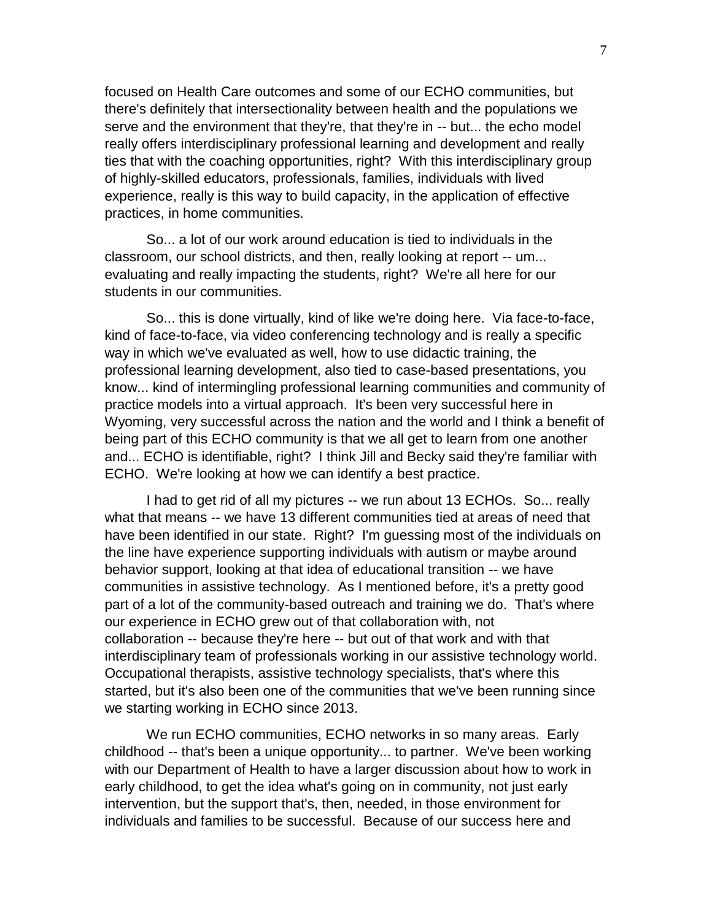focused on Health Care outcomes and some of our ECHO communities, but there's definitely that intersectionality between health and the populations we serve and the environment that they're, that they're in -- but... the echo model really offers interdisciplinary professional learning and development and really ties that with the coaching opportunities, right? With this interdisciplinary group of highly-skilled educators, professionals, families, individuals with lived experience, really is this way to build capacity, in the application of effective practices, in home communities.

So... a lot of our work around education is tied to individuals in the classroom, our school districts, and then, really looking at report -- um... evaluating and really impacting the students, right? We're all here for our students in our communities.

So... this is done virtually, kind of like we're doing here. Via face-to-face, kind of face-to-face, via video conferencing technology and is really a specific way in which we've evaluated as well, how to use didactic training, the professional learning development, also tied to case-based presentations, you know... kind of intermingling professional learning communities and community of practice models into a virtual approach. It's been very successful here in Wyoming, very successful across the nation and the world and I think a benefit of being part of this ECHO community is that we all get to learn from one another and... ECHO is identifiable, right? I think Jill and Becky said they're familiar with ECHO. We're looking at how we can identify a best practice.

I had to get rid of all my pictures -- we run about 13 ECHOs. So... really what that means -- we have 13 different communities tied at areas of need that have been identified in our state. Right? I'm guessing most of the individuals on the line have experience supporting individuals with autism or maybe around behavior support, looking at that idea of educational transition -- we have communities in assistive technology. As I mentioned before, it's a pretty good part of a lot of the community-based outreach and training we do. That's where our experience in ECHO grew out of that collaboration with, not collaboration -- because they're here -- but out of that work and with that interdisciplinary team of professionals working in our assistive technology world. Occupational therapists, assistive technology specialists, that's where this started, but it's also been one of the communities that we've been running since we starting working in ECHO since 2013.

We run ECHO communities, ECHO networks in so many areas. Early childhood -- that's been a unique opportunity... to partner. We've been working with our Department of Health to have a larger discussion about how to work in early childhood, to get the idea what's going on in community, not just early intervention, but the support that's, then, needed, in those environment for individuals and families to be successful. Because of our success here and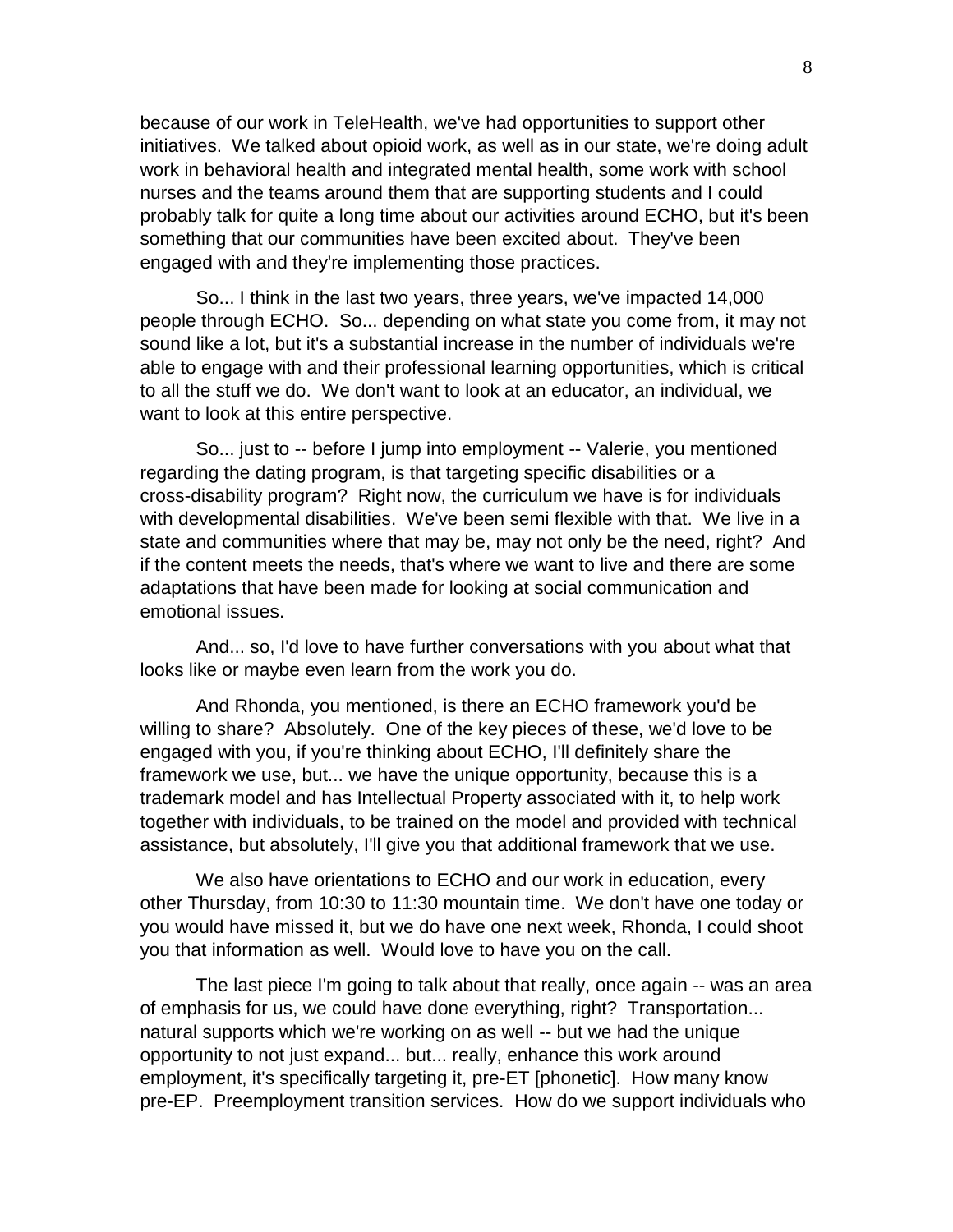because of our work in TeleHealth, we've had opportunities to support other initiatives. We talked about opioid work, as well as in our state, we're doing adult work in behavioral health and integrated mental health, some work with school nurses and the teams around them that are supporting students and I could probably talk for quite a long time about our activities around ECHO, but it's been something that our communities have been excited about. They've been engaged with and they're implementing those practices.

So... I think in the last two years, three years, we've impacted 14,000 people through ECHO. So... depending on what state you come from, it may not sound like a lot, but it's a substantial increase in the number of individuals we're able to engage with and their professional learning opportunities, which is critical to all the stuff we do. We don't want to look at an educator, an individual, we want to look at this entire perspective.

So... just to -- before I jump into employment -- Valerie, you mentioned regarding the dating program, is that targeting specific disabilities or a cross-disability program? Right now, the curriculum we have is for individuals with developmental disabilities. We've been semi flexible with that. We live in a state and communities where that may be, may not only be the need, right? And if the content meets the needs, that's where we want to live and there are some adaptations that have been made for looking at social communication and emotional issues.

And... so, I'd love to have further conversations with you about what that looks like or maybe even learn from the work you do.

And Rhonda, you mentioned, is there an ECHO framework you'd be willing to share? Absolutely. One of the key pieces of these, we'd love to be engaged with you, if you're thinking about ECHO, I'll definitely share the framework we use, but... we have the unique opportunity, because this is a trademark model and has Intellectual Property associated with it, to help work together with individuals, to be trained on the model and provided with technical assistance, but absolutely, I'll give you that additional framework that we use.

We also have orientations to ECHO and our work in education, every other Thursday, from 10:30 to 11:30 mountain time. We don't have one today or you would have missed it, but we do have one next week, Rhonda, I could shoot you that information as well. Would love to have you on the call.

The last piece I'm going to talk about that really, once again -- was an area of emphasis for us, we could have done everything, right? Transportation... natural supports which we're working on as well -- but we had the unique opportunity to not just expand... but... really, enhance this work around employment, it's specifically targeting it, pre-ET [phonetic]. How many know pre-EP. Preemployment transition services. How do we support individuals who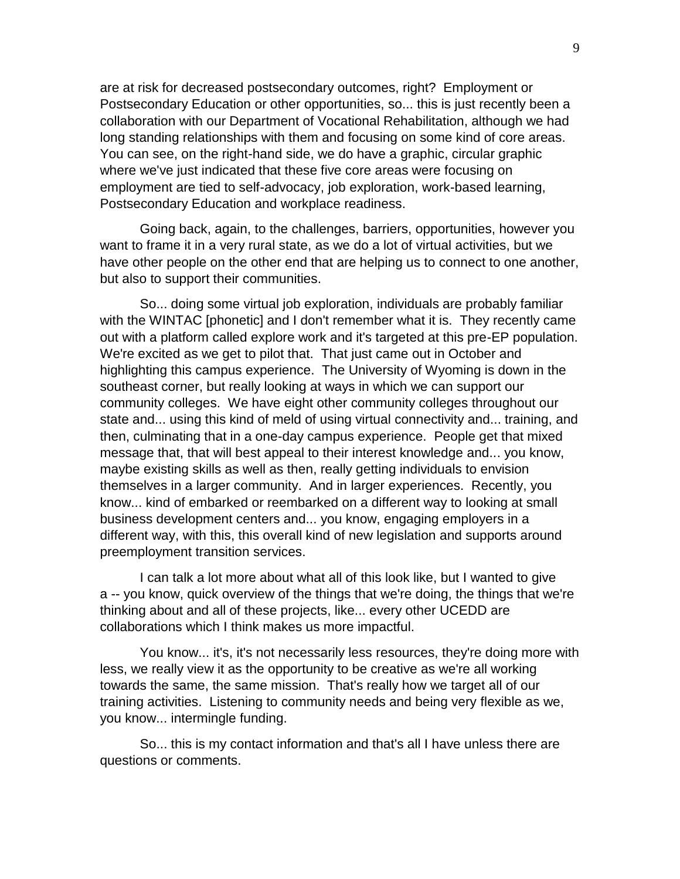are at risk for decreased postsecondary outcomes, right? Employment or Postsecondary Education or other opportunities, so... this is just recently been a collaboration with our Department of Vocational Rehabilitation, although we had long standing relationships with them and focusing on some kind of core areas. You can see, on the right-hand side, we do have a graphic, circular graphic where we've just indicated that these five core areas were focusing on employment are tied to self-advocacy, job exploration, work-based learning, Postsecondary Education and workplace readiness.

Going back, again, to the challenges, barriers, opportunities, however you want to frame it in a very rural state, as we do a lot of virtual activities, but we have other people on the other end that are helping us to connect to one another, but also to support their communities.

So... doing some virtual job exploration, individuals are probably familiar with the WINTAC [phonetic] and I don't remember what it is. They recently came out with a platform called explore work and it's targeted at this pre-EP population. We're excited as we get to pilot that. That just came out in October and highlighting this campus experience. The University of Wyoming is down in the southeast corner, but really looking at ways in which we can support our community colleges. We have eight other community colleges throughout our state and... using this kind of meld of using virtual connectivity and... training, and then, culminating that in a one-day campus experience. People get that mixed message that, that will best appeal to their interest knowledge and... you know, maybe existing skills as well as then, really getting individuals to envision themselves in a larger community. And in larger experiences. Recently, you know... kind of embarked or reembarked on a different way to looking at small business development centers and... you know, engaging employers in a different way, with this, this overall kind of new legislation and supports around preemployment transition services.

I can talk a lot more about what all of this look like, but I wanted to give a -- you know, quick overview of the things that we're doing, the things that we're thinking about and all of these projects, like... every other UCEDD are collaborations which I think makes us more impactful.

You know... it's, it's not necessarily less resources, they're doing more with less, we really view it as the opportunity to be creative as we're all working towards the same, the same mission. That's really how we target all of our training activities. Listening to community needs and being very flexible as we, you know... intermingle funding.

So... this is my contact information and that's all I have unless there are questions or comments.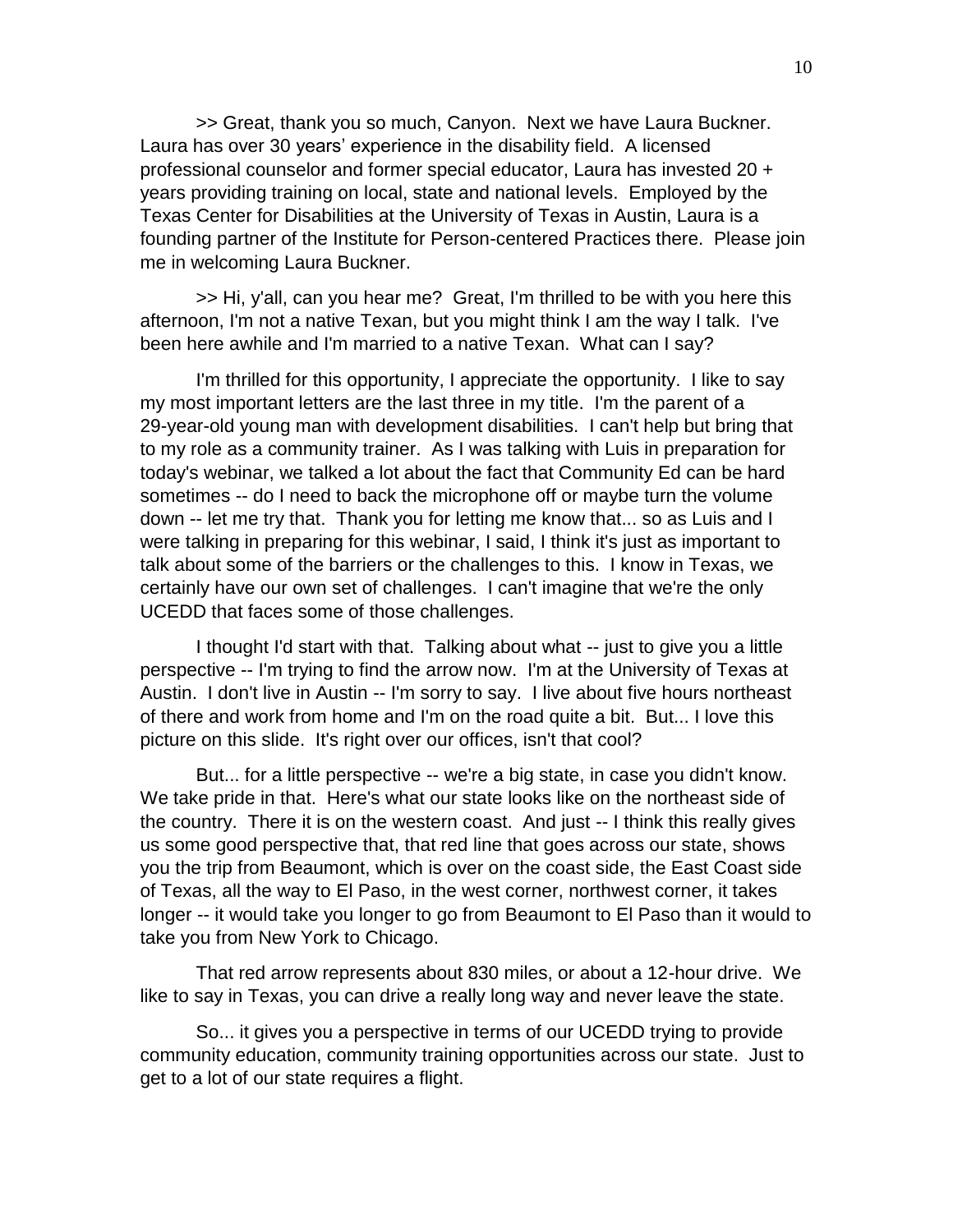>> Great, thank you so much, Canyon. Next we have Laura Buckner. Laura has over 30 years' experience in the disability field. A licensed professional counselor and former special educator, Laura has invested 20 + years providing training on local, state and national levels. Employed by the Texas Center for Disabilities at the University of Texas in Austin, Laura is a founding partner of the Institute for Person-centered Practices there. Please join me in welcoming Laura Buckner.

>> Hi, y'all, can you hear me? Great, I'm thrilled to be with you here this afternoon, I'm not a native Texan, but you might think I am the way I talk. I've been here awhile and I'm married to a native Texan. What can I say?

I'm thrilled for this opportunity, I appreciate the opportunity. I like to say my most important letters are the last three in my title. I'm the parent of a 29-year-old young man with development disabilities. I can't help but bring that to my role as a community trainer. As I was talking with Luis in preparation for today's webinar, we talked a lot about the fact that Community Ed can be hard sometimes -- do I need to back the microphone off or maybe turn the volume down -- let me try that. Thank you for letting me know that... so as Luis and I were talking in preparing for this webinar, I said, I think it's just as important to talk about some of the barriers or the challenges to this. I know in Texas, we certainly have our own set of challenges. I can't imagine that we're the only UCEDD that faces some of those challenges.

I thought I'd start with that. Talking about what -- just to give you a little perspective -- I'm trying to find the arrow now. I'm at the University of Texas at Austin. I don't live in Austin -- I'm sorry to say. I live about five hours northeast of there and work from home and I'm on the road quite a bit. But... I love this picture on this slide. It's right over our offices, isn't that cool?

But... for a little perspective -- we're a big state, in case you didn't know. We take pride in that. Here's what our state looks like on the northeast side of the country. There it is on the western coast. And just -- I think this really gives us some good perspective that, that red line that goes across our state, shows you the trip from Beaumont, which is over on the coast side, the East Coast side of Texas, all the way to El Paso, in the west corner, northwest corner, it takes longer -- it would take you longer to go from Beaumont to El Paso than it would to take you from New York to Chicago.

That red arrow represents about 830 miles, or about a 12-hour drive. We like to say in Texas, you can drive a really long way and never leave the state.

So... it gives you a perspective in terms of our UCEDD trying to provide community education, community training opportunities across our state. Just to get to a lot of our state requires a flight.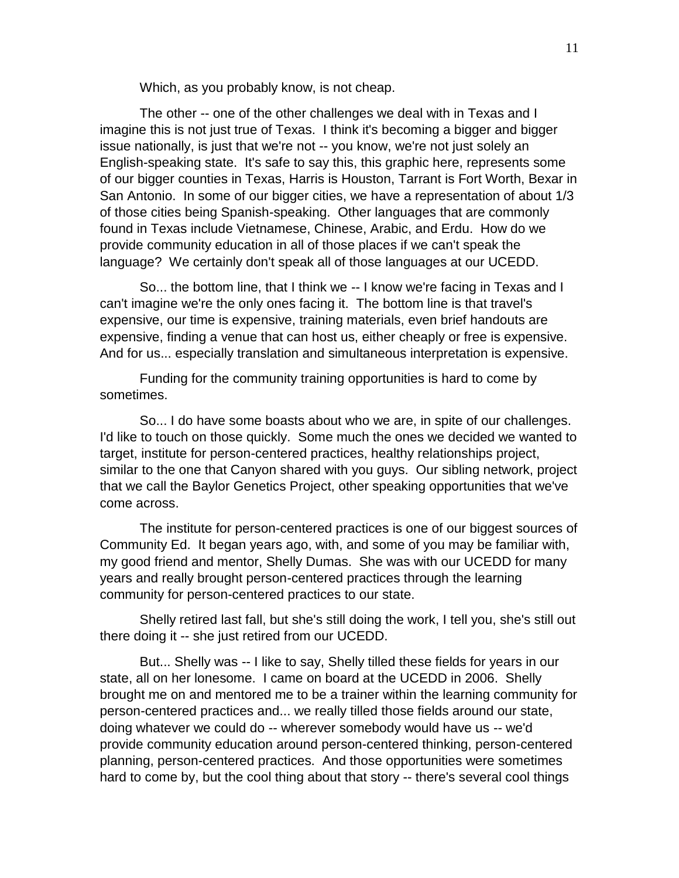Which, as you probably know, is not cheap.

The other -- one of the other challenges we deal with in Texas and I imagine this is not just true of Texas. I think it's becoming a bigger and bigger issue nationally, is just that we're not -- you know, we're not just solely an English-speaking state. It's safe to say this, this graphic here, represents some of our bigger counties in Texas, Harris is Houston, Tarrant is Fort Worth, Bexar in San Antonio. In some of our bigger cities, we have a representation of about 1/3 of those cities being Spanish-speaking. Other languages that are commonly found in Texas include Vietnamese, Chinese, Arabic, and Erdu. How do we provide community education in all of those places if we can't speak the language? We certainly don't speak all of those languages at our UCEDD.

So... the bottom line, that I think we -- I know we're facing in Texas and I can't imagine we're the only ones facing it. The bottom line is that travel's expensive, our time is expensive, training materials, even brief handouts are expensive, finding a venue that can host us, either cheaply or free is expensive. And for us... especially translation and simultaneous interpretation is expensive.

Funding for the community training opportunities is hard to come by sometimes.

So... I do have some boasts about who we are, in spite of our challenges. I'd like to touch on those quickly. Some much the ones we decided we wanted to target, institute for person-centered practices, healthy relationships project, similar to the one that Canyon shared with you guys. Our sibling network, project that we call the Baylor Genetics Project, other speaking opportunities that we've come across.

The institute for person-centered practices is one of our biggest sources of Community Ed. It began years ago, with, and some of you may be familiar with, my good friend and mentor, Shelly Dumas. She was with our UCEDD for many years and really brought person-centered practices through the learning community for person-centered practices to our state.

Shelly retired last fall, but she's still doing the work, I tell you, she's still out there doing it -- she just retired from our UCEDD.

But... Shelly was -- I like to say, Shelly tilled these fields for years in our state, all on her lonesome. I came on board at the UCEDD in 2006. Shelly brought me on and mentored me to be a trainer within the learning community for person-centered practices and... we really tilled those fields around our state, doing whatever we could do -- wherever somebody would have us -- we'd provide community education around person-centered thinking, person-centered planning, person-centered practices. And those opportunities were sometimes hard to come by, but the cool thing about that story -- there's several cool things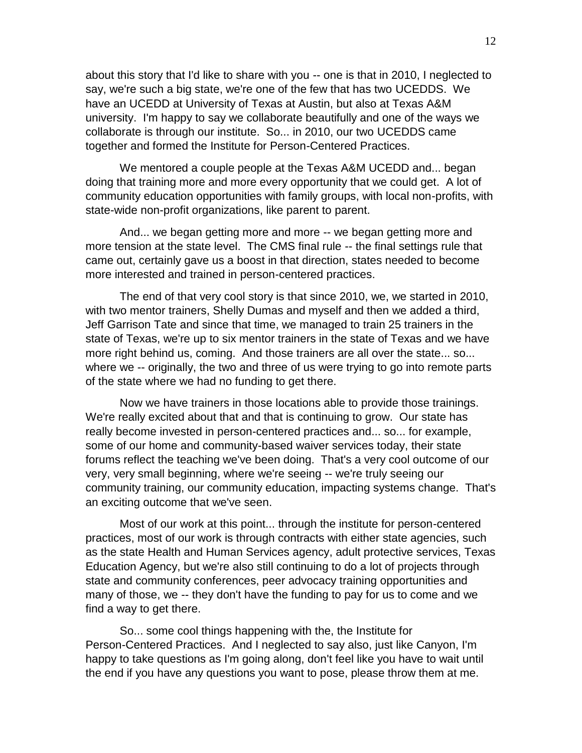about this story that I'd like to share with you -- one is that in 2010, I neglected to say, we're such a big state, we're one of the few that has two UCEDDS. We have an UCEDD at University of Texas at Austin, but also at Texas A&M university. I'm happy to say we collaborate beautifully and one of the ways we collaborate is through our institute. So... in 2010, our two UCEDDS came together and formed the Institute for Person-Centered Practices.

We mentored a couple people at the Texas A&M UCEDD and... began doing that training more and more every opportunity that we could get. A lot of community education opportunities with family groups, with local non-profits, with state-wide non-profit organizations, like parent to parent.

And... we began getting more and more -- we began getting more and more tension at the state level. The CMS final rule -- the final settings rule that came out, certainly gave us a boost in that direction, states needed to become more interested and trained in person-centered practices.

The end of that very cool story is that since 2010, we, we started in 2010, with two mentor trainers, Shelly Dumas and myself and then we added a third, Jeff Garrison Tate and since that time, we managed to train 25 trainers in the state of Texas, we're up to six mentor trainers in the state of Texas and we have more right behind us, coming. And those trainers are all over the state... so... where we -- originally, the two and three of us were trying to go into remote parts of the state where we had no funding to get there.

Now we have trainers in those locations able to provide those trainings. We're really excited about that and that is continuing to grow. Our state has really become invested in person-centered practices and... so... for example, some of our home and community-based waiver services today, their state forums reflect the teaching we've been doing. That's a very cool outcome of our very, very small beginning, where we're seeing -- we're truly seeing our community training, our community education, impacting systems change. That's an exciting outcome that we've seen.

Most of our work at this point... through the institute for person-centered practices, most of our work is through contracts with either state agencies, such as the state Health and Human Services agency, adult protective services, Texas Education Agency, but we're also still continuing to do a lot of projects through state and community conferences, peer advocacy training opportunities and many of those, we -- they don't have the funding to pay for us to come and we find a way to get there.

So... some cool things happening with the, the Institute for Person-Centered Practices. And I neglected to say also, just like Canyon, I'm happy to take questions as I'm going along, don't feel like you have to wait until the end if you have any questions you want to pose, please throw them at me.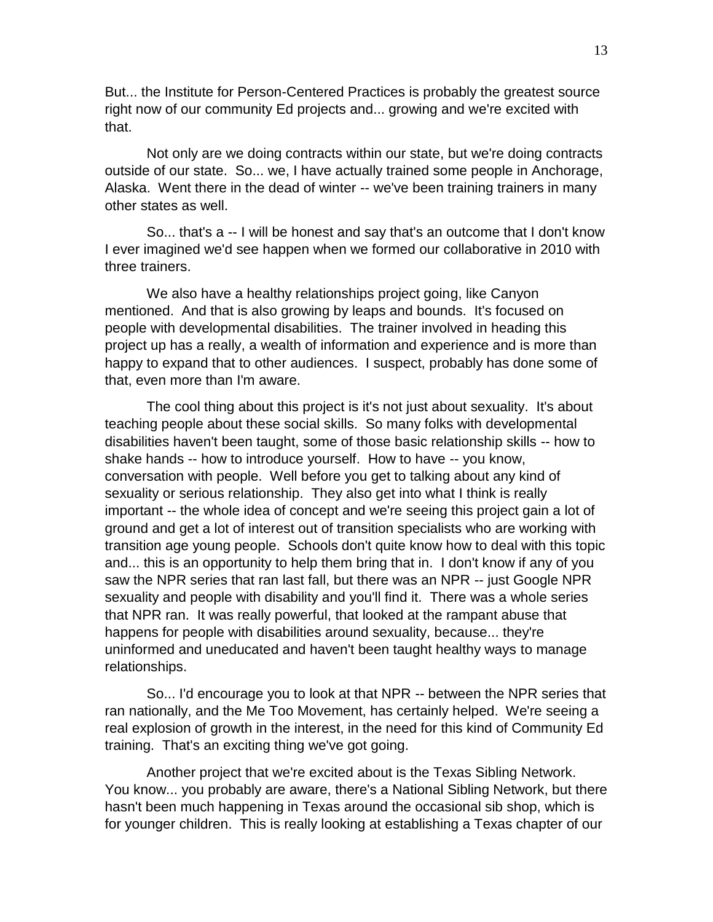But... the Institute for Person-Centered Practices is probably the greatest source right now of our community Ed projects and... growing and we're excited with that.

Not only are we doing contracts within our state, but we're doing contracts outside of our state. So... we, I have actually trained some people in Anchorage, Alaska. Went there in the dead of winter -- we've been training trainers in many other states as well.

So... that's a -- I will be honest and say that's an outcome that I don't know I ever imagined we'd see happen when we formed our collaborative in 2010 with three trainers.

We also have a healthy relationships project going, like Canyon mentioned. And that is also growing by leaps and bounds. It's focused on people with developmental disabilities. The trainer involved in heading this project up has a really, a wealth of information and experience and is more than happy to expand that to other audiences. I suspect, probably has done some of that, even more than I'm aware.

The cool thing about this project is it's not just about sexuality. It's about teaching people about these social skills. So many folks with developmental disabilities haven't been taught, some of those basic relationship skills -- how to shake hands -- how to introduce yourself. How to have -- you know, conversation with people. Well before you get to talking about any kind of sexuality or serious relationship. They also get into what I think is really important -- the whole idea of concept and we're seeing this project gain a lot of ground and get a lot of interest out of transition specialists who are working with transition age young people. Schools don't quite know how to deal with this topic and... this is an opportunity to help them bring that in. I don't know if any of you saw the NPR series that ran last fall, but there was an NPR -- just Google NPR sexuality and people with disability and you'll find it. There was a whole series that NPR ran. It was really powerful, that looked at the rampant abuse that happens for people with disabilities around sexuality, because... they're uninformed and uneducated and haven't been taught healthy ways to manage relationships.

So... I'd encourage you to look at that NPR -- between the NPR series that ran nationally, and the Me Too Movement, has certainly helped. We're seeing a real explosion of growth in the interest, in the need for this kind of Community Ed training. That's an exciting thing we've got going.

Another project that we're excited about is the Texas Sibling Network. You know... you probably are aware, there's a National Sibling Network, but there hasn't been much happening in Texas around the occasional sib shop, which is for younger children. This is really looking at establishing a Texas chapter of our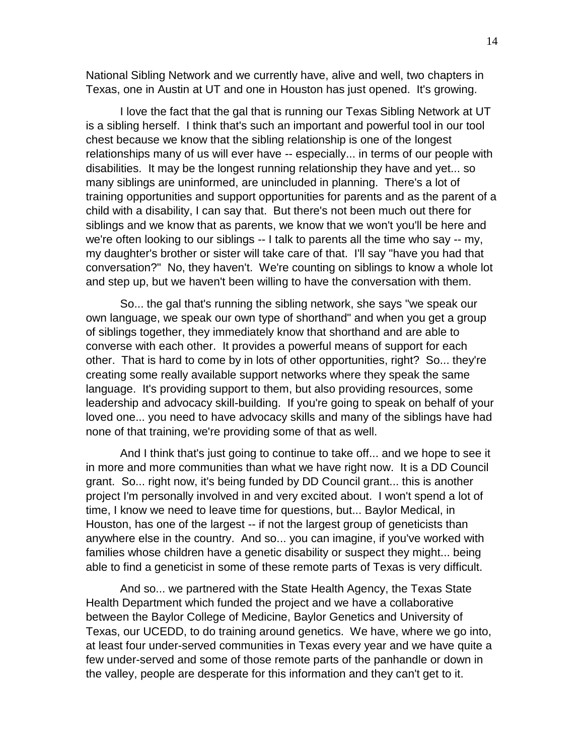National Sibling Network and we currently have, alive and well, two chapters in Texas, one in Austin at UT and one in Houston has just opened. It's growing.

I love the fact that the gal that is running our Texas Sibling Network at UT is a sibling herself. I think that's such an important and powerful tool in our tool chest because we know that the sibling relationship is one of the longest relationships many of us will ever have -- especially... in terms of our people with disabilities. It may be the longest running relationship they have and yet... so many siblings are uninformed, are unincluded in planning. There's a lot of training opportunities and support opportunities for parents and as the parent of a child with a disability, I can say that. But there's not been much out there for siblings and we know that as parents, we know that we won't you'll be here and we're often looking to our siblings -- I talk to parents all the time who say -- my, my daughter's brother or sister will take care of that. I'll say "have you had that conversation?" No, they haven't. We're counting on siblings to know a whole lot and step up, but we haven't been willing to have the conversation with them.

So... the gal that's running the sibling network, she says "we speak our own language, we speak our own type of shorthand" and when you get a group of siblings together, they immediately know that shorthand and are able to converse with each other. It provides a powerful means of support for each other. That is hard to come by in lots of other opportunities, right? So... they're creating some really available support networks where they speak the same language. It's providing support to them, but also providing resources, some leadership and advocacy skill-building. If you're going to speak on behalf of your loved one... you need to have advocacy skills and many of the siblings have had none of that training, we're providing some of that as well.

And I think that's just going to continue to take off... and we hope to see it in more and more communities than what we have right now. It is a DD Council grant. So... right now, it's being funded by DD Council grant... this is another project I'm personally involved in and very excited about. I won't spend a lot of time, I know we need to leave time for questions, but... Baylor Medical, in Houston, has one of the largest -- if not the largest group of geneticists than anywhere else in the country. And so... you can imagine, if you've worked with families whose children have a genetic disability or suspect they might... being able to find a geneticist in some of these remote parts of Texas is very difficult.

And so... we partnered with the State Health Agency, the Texas State Health Department which funded the project and we have a collaborative between the Baylor College of Medicine, Baylor Genetics and University of Texas, our UCEDD, to do training around genetics. We have, where we go into, at least four under-served communities in Texas every year and we have quite a few under-served and some of those remote parts of the panhandle or down in the valley, people are desperate for this information and they can't get to it.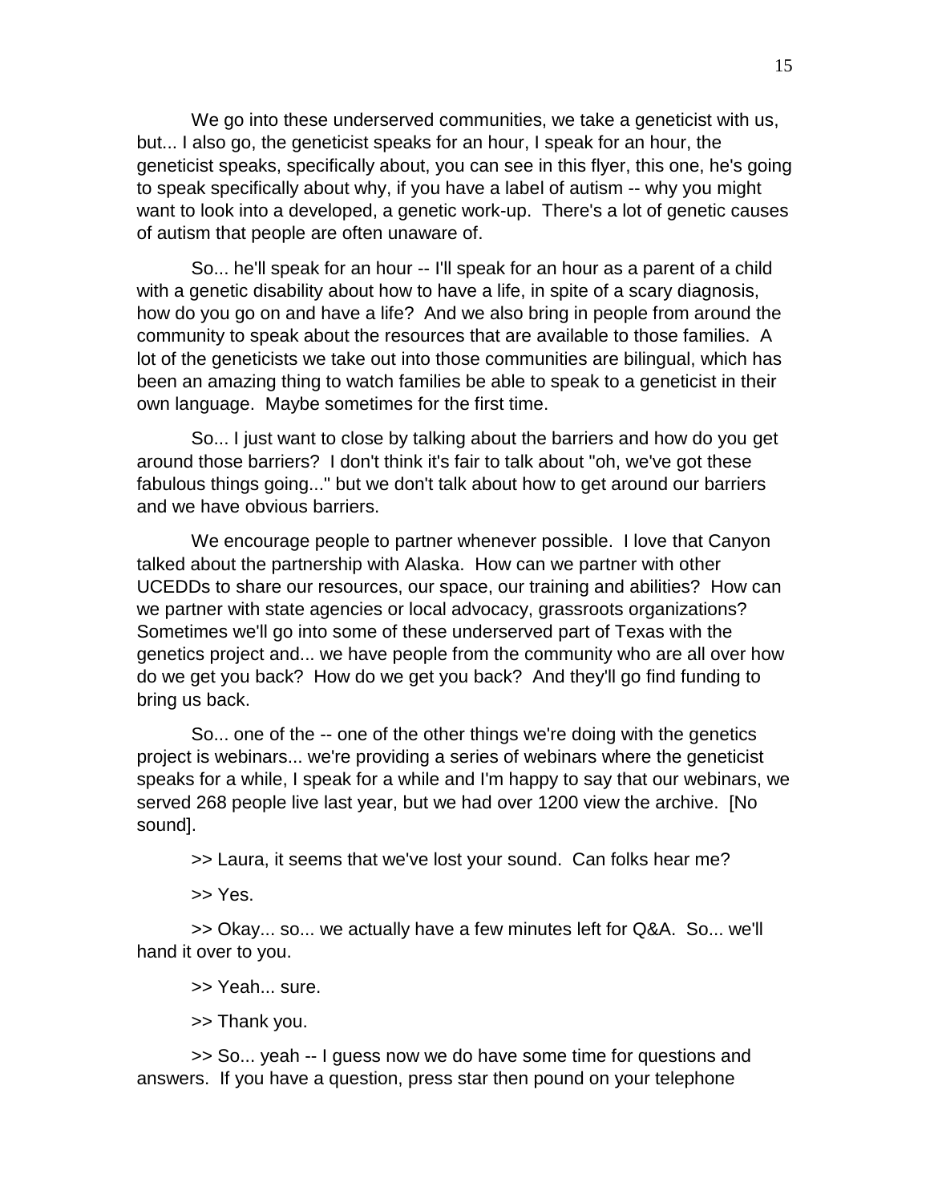We go into these underserved communities, we take a geneticist with us, but... I also go, the geneticist speaks for an hour, I speak for an hour, the geneticist speaks, specifically about, you can see in this flyer, this one, he's going to speak specifically about why, if you have a label of autism -- why you might want to look into a developed, a genetic work-up. There's a lot of genetic causes of autism that people are often unaware of.

So... he'll speak for an hour -- I'll speak for an hour as a parent of a child with a genetic disability about how to have a life, in spite of a scary diagnosis, how do you go on and have a life? And we also bring in people from around the community to speak about the resources that are available to those families. A lot of the geneticists we take out into those communities are bilingual, which has been an amazing thing to watch families be able to speak to a geneticist in their own language. Maybe sometimes for the first time.

So... I just want to close by talking about the barriers and how do you get around those barriers? I don't think it's fair to talk about "oh, we've got these fabulous things going..." but we don't talk about how to get around our barriers and we have obvious barriers.

We encourage people to partner whenever possible. I love that Canyon talked about the partnership with Alaska. How can we partner with other UCEDDs to share our resources, our space, our training and abilities? How can we partner with state agencies or local advocacy, grassroots organizations? Sometimes we'll go into some of these underserved part of Texas with the genetics project and... we have people from the community who are all over how do we get you back? How do we get you back? And they'll go find funding to bring us back.

So... one of the -- one of the other things we're doing with the genetics project is webinars... we're providing a series of webinars where the geneticist speaks for a while, I speak for a while and I'm happy to say that our webinars, we served 268 people live last year, but we had over 1200 view the archive. [No sound].

>> Laura, it seems that we've lost your sound. Can folks hear me?

>> Yes.

>> Okay... so... we actually have a few minutes left for Q&A. So... we'll hand it over to you.

>> Yeah... sure.

>> Thank you.

>> So... yeah -- I guess now we do have some time for questions and answers. If you have a question, press star then pound on your telephone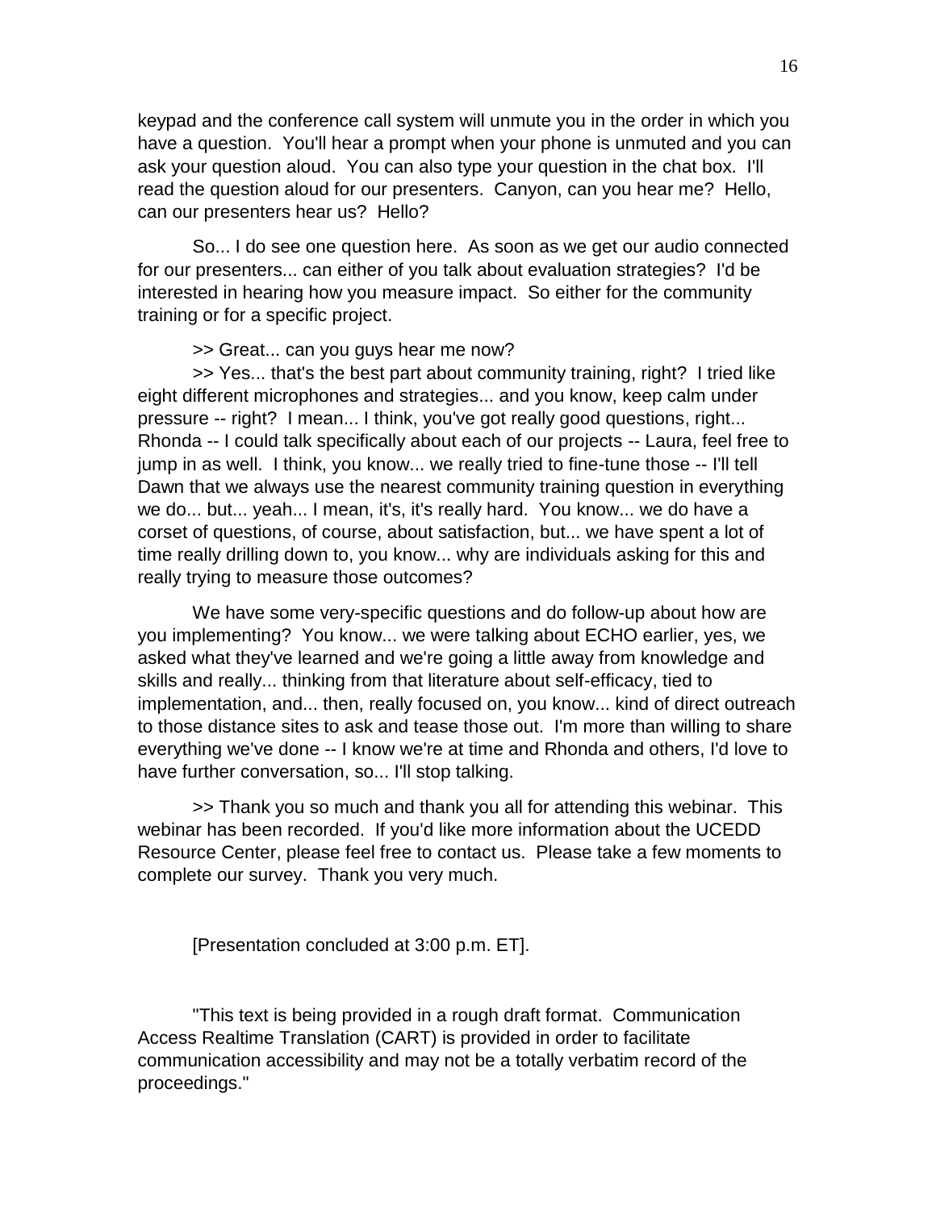keypad and the conference call system will unmute you in the order in which you have a question. You'll hear a prompt when your phone is unmuted and you can ask your question aloud. You can also type your question in the chat box. I'll read the question aloud for our presenters. Canyon, can you hear me? Hello, can our presenters hear us? Hello?

So... I do see one question here. As soon as we get our audio connected for our presenters... can either of you talk about evaluation strategies? I'd be interested in hearing how you measure impact. So either for the community training or for a specific project.

>> Great... can you guys hear me now?

>> Yes... that's the best part about community training, right? I tried like eight different microphones and strategies... and you know, keep calm under pressure -- right? I mean... I think, you've got really good questions, right... Rhonda -- I could talk specifically about each of our projects -- Laura, feel free to jump in as well. I think, you know... we really tried to fine-tune those -- I'll tell Dawn that we always use the nearest community training question in everything we do... but... yeah... I mean, it's, it's really hard. You know... we do have a corset of questions, of course, about satisfaction, but... we have spent a lot of time really drilling down to, you know... why are individuals asking for this and really trying to measure those outcomes?

We have some very-specific questions and do follow-up about how are you implementing? You know... we were talking about ECHO earlier, yes, we asked what they've learned and we're going a little away from knowledge and skills and really... thinking from that literature about self-efficacy, tied to implementation, and... then, really focused on, you know... kind of direct outreach to those distance sites to ask and tease those out. I'm more than willing to share everything we've done -- I know we're at time and Rhonda and others, I'd love to have further conversation, so... I'll stop talking.

>> Thank you so much and thank you all for attending this webinar. This webinar has been recorded. If you'd like more information about the UCEDD Resource Center, please feel free to contact us. Please take a few moments to complete our survey. Thank you very much.

[Presentation concluded at 3:00 p.m. ET].

"This text is being provided in a rough draft format. Communication Access Realtime Translation (CART) is provided in order to facilitate communication accessibility and may not be a totally verbatim record of the proceedings."